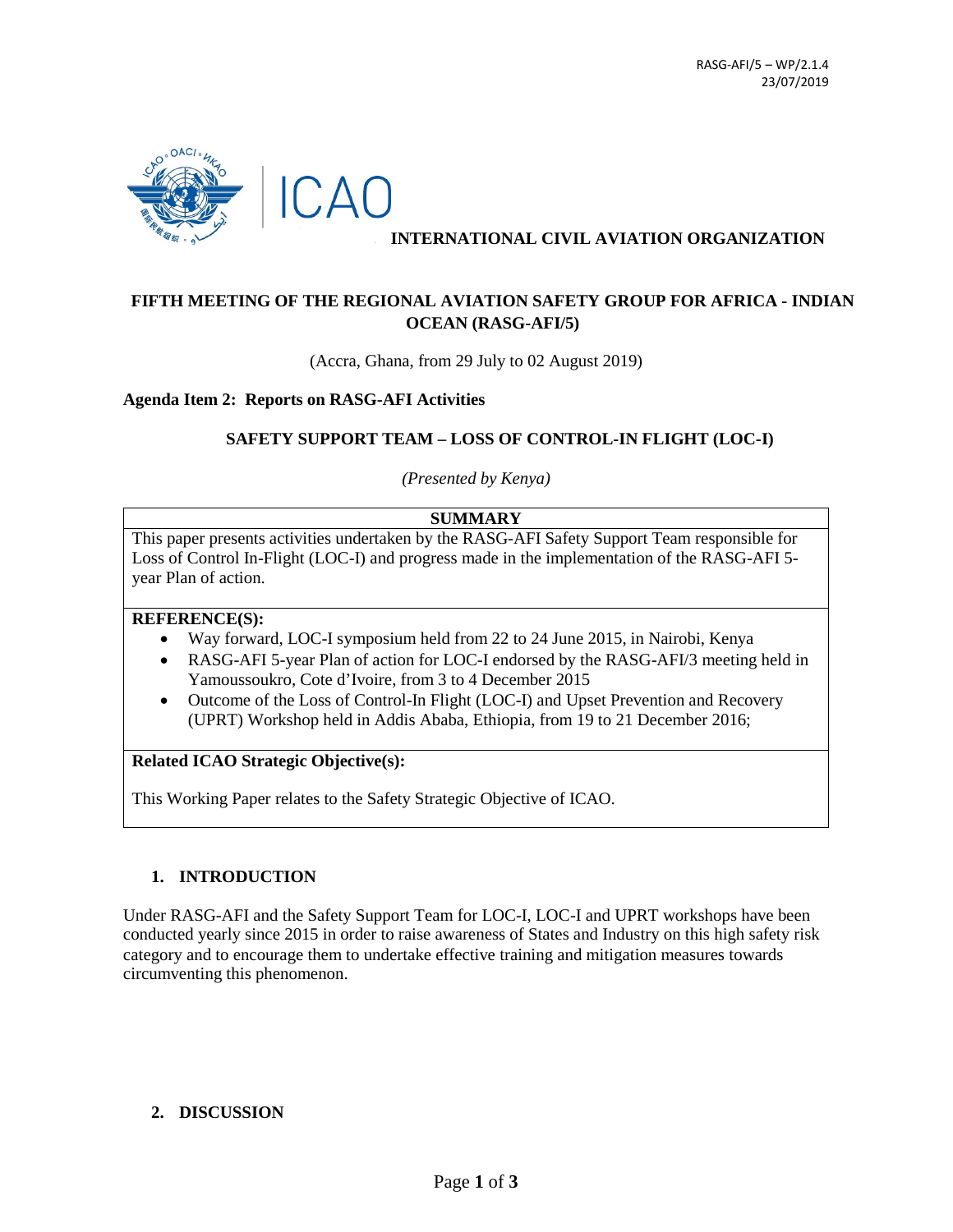RASG-AFI/5 – WP/2.1.4
23/07/2019

**INTERNATIONAL CIVIL AVIATION ORGANIZATION**

# FIFTH MEETING OF THE REGIONAL AVIATION SAFETY GROUP FOR AFRICA - INDIAN OCEAN (RASG-AFI/5)

(Accra, Ghana, from 29 July to 02 August 2019)

**Agenda Item 2: Reports on RASG-AFI Activities**

## SAFETY SUPPORT TEAM – LOSS OF CONTROL-IN FLIGHT (LOC-I)

*(Presented by Kenya)*

| SUMMARY |
|---|
| This paper presents activities undertaken by the RASG-AFI Safety Support Team responsible for Loss of Control In-Flight (LOC-I) and progress made in the implementation of the RASG-AFI 5-year Plan of action. |
| **REFERENCE(S):**<br>• Way forward, LOC-I symposium held from 22 to 24 June 2015, in Nairobi, Kenya<br>• RASG-AFI 5-year Plan of action for LOC-I endorsed by the RASG-AFI/3 meeting held in Yamoussoukro, Cote d'Ivoire, from 3 to 4 December 2015<br>• Outcome of the Loss of Control-In Flight (LOC-I) and Upset Prevention and Recovery (UPRT) Workshop held in Addis Ababa, Ethiopia, from 19 to 21 December 2016; |
| **Related ICAO Strategic Objective(s):**<br><br>This Working Paper relates to the Safety Strategic Objective of ICAO. |

### 1. INTRODUCTION

Under RASG-AFI and the Safety Support Team for LOC-I, LOC-I and UPRT workshops have been conducted yearly since 2015 in order to raise awareness of States and Industry on this high safety risk category and to encourage them to undertake effective training and mitigation measures towards circumventing this phenomenon.

### 2. DISCUSSION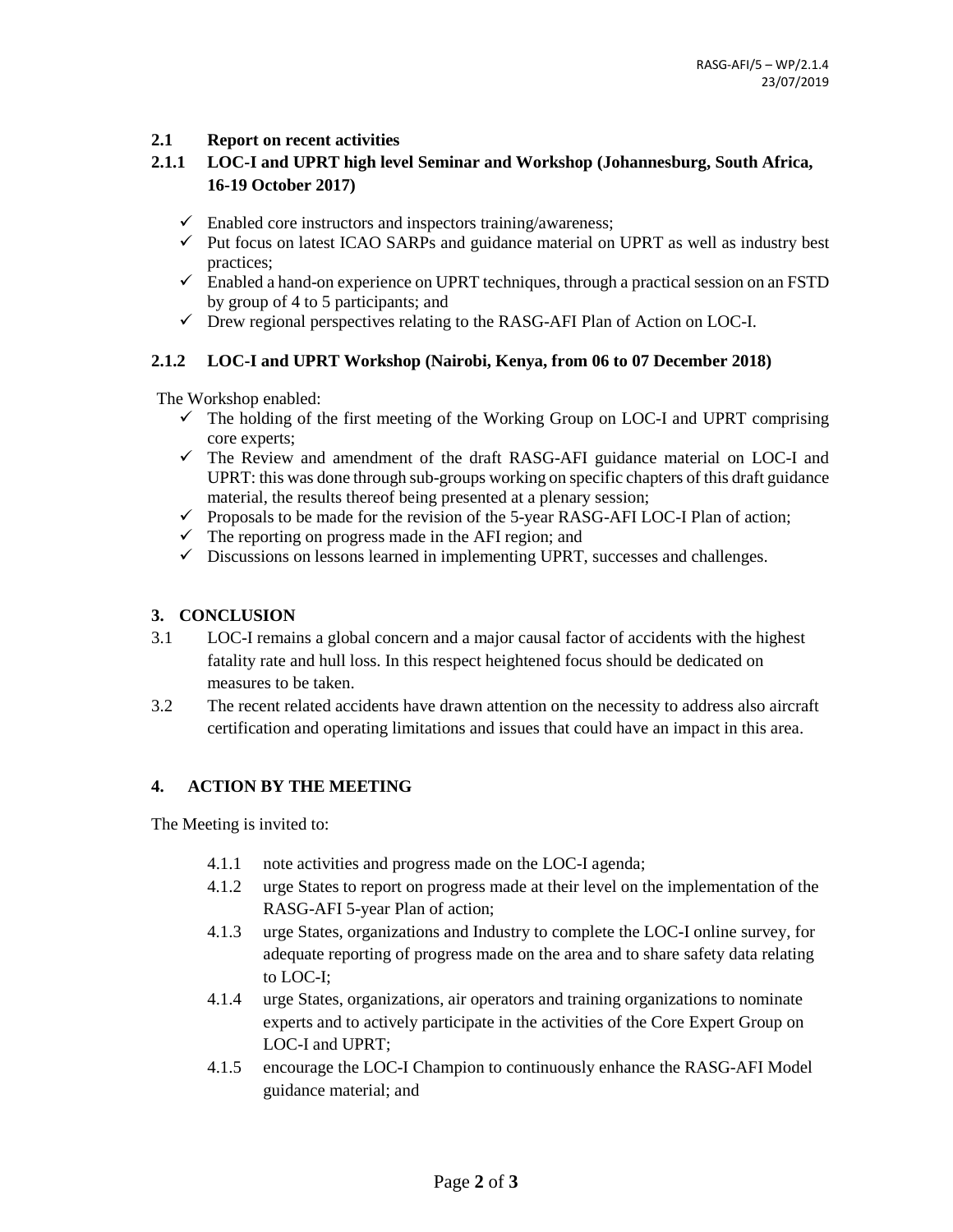### 2.1 Report on recent activities

#### 2.1.1 LOC-I and UPRT high level Seminar and Workshop (Johannesburg, South Africa, 16-19 October 2017)

- ✓ Enabled core instructors and inspectors training/awareness;
- ✓ Put focus on latest ICAO SARPs and guidance material on UPRT as well as industry best practices;
- ✓ Enabled a hand-on experience on UPRT techniques, through a practical session on an FSTD by group of 4 to 5 participants; and
- ✓ Drew regional perspectives relating to the RASG-AFI Plan of Action on LOC-I.

#### 2.1.2 LOC-I and UPRT Workshop (Nairobi, Kenya, from 06 to 07 December 2018)

The Workshop enabled:

- ✓ The holding of the first meeting of the Working Group on LOC-I and UPRT comprising core experts;
- ✓ The Review and amendment of the draft RASG-AFI guidance material on LOC-I and UPRT: this was done through sub-groups working on specific chapters of this draft guidance material, the results thereof being presented at a plenary session;
- ✓ Proposals to be made for the revision of the 5-year RASG-AFI LOC-I Plan of action;
- ✓ The reporting on progress made in the AFI region; and
- ✓ Discussions on lessons learned in implementing UPRT, successes and challenges.

## 3. CONCLUSION

3.1 LOC-I remains a global concern and a major causal factor of accidents with the highest fatality rate and hull loss. In this respect heightened focus should be dedicated on measures to be taken.

3.2 The recent related accidents have drawn attention on the necessity to address also aircraft certification and operating limitations and issues that could have an impact in this area.

## 4. ACTION BY THE MEETING

The Meeting is invited to:

4.1.1 note activities and progress made on the LOC-I agenda;

4.1.2 urge States to report on progress made at their level on the implementation of the RASG-AFI 5-year Plan of action;

4.1.3 urge States, organizations and Industry to complete the LOC-I online survey, for adequate reporting of progress made on the area and to share safety data relating to LOC-I;

4.1.4 urge States, organizations, air operators and training organizations to nominate experts and to actively participate in the activities of the Core Expert Group on LOC-I and UPRT;

4.1.5 encourage the LOC-I Champion to continuously enhance the RASG-AFI Model guidance material; and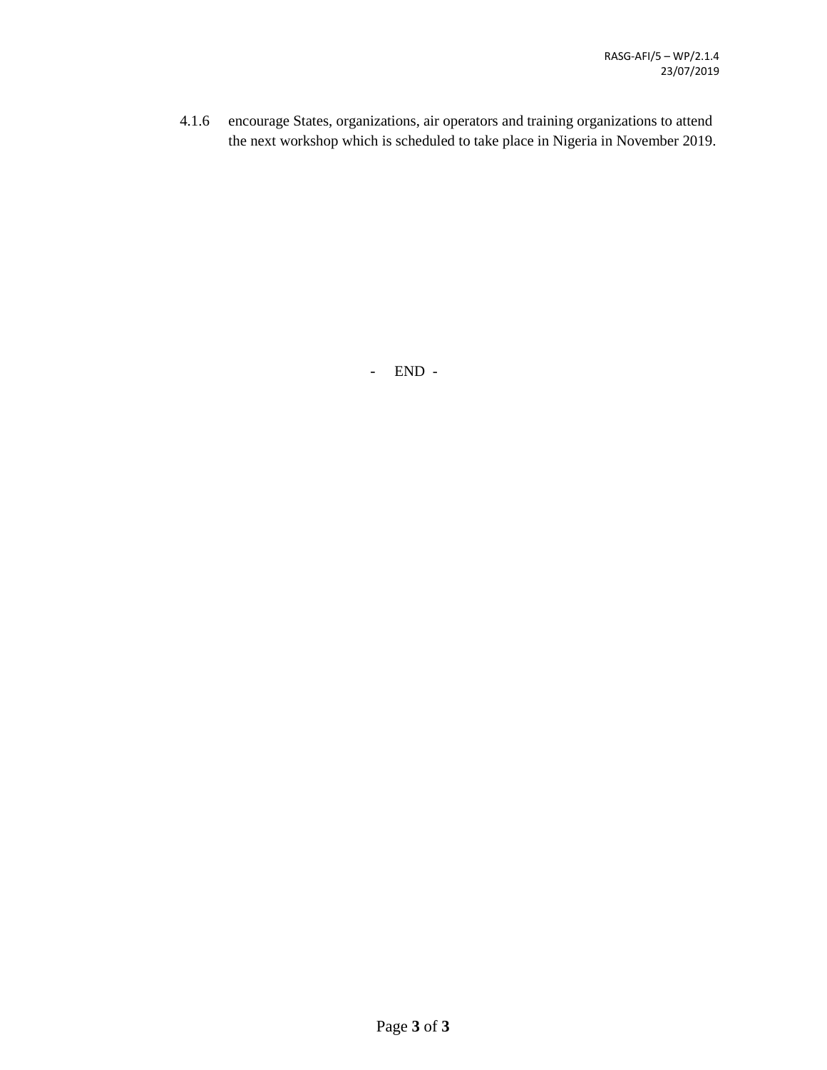4.1.6 encourage States, organizations, air operators and training organizations to attend the next workshop which is scheduled to take place in Nigeria in November 2019.

\- END -